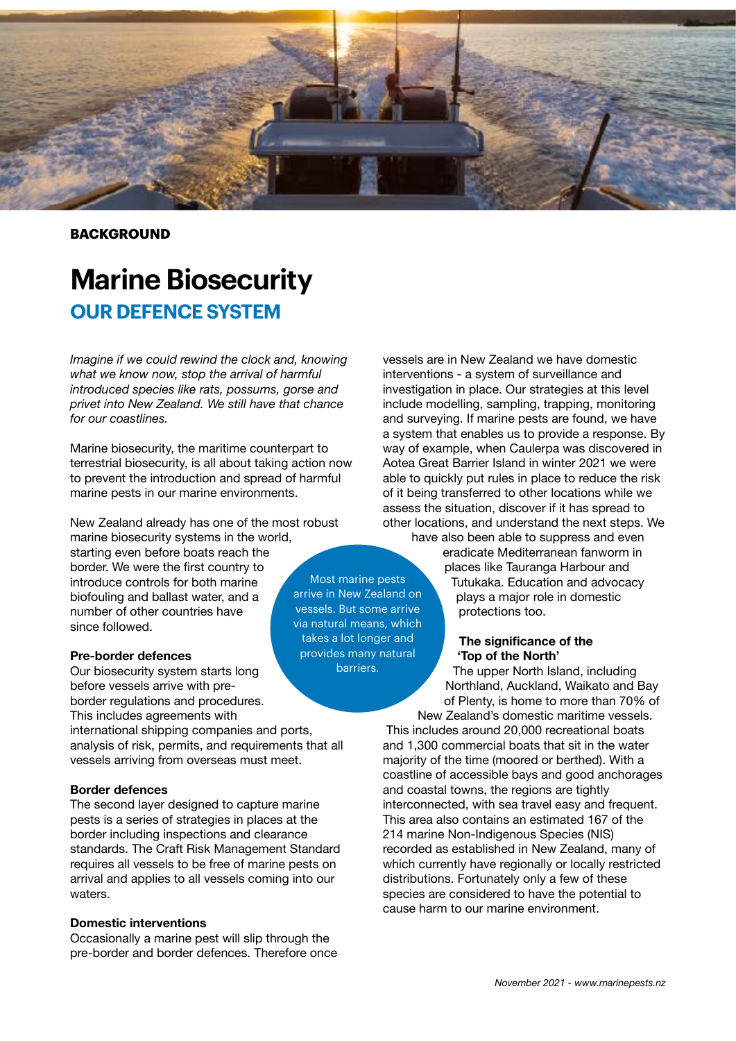**BACKGROUND**

# Marine Biosecurity

## OUR DEFENCE SYSTEM

*Imagine if we could rewind the clock and, knowing what we know now, stop the arrival of harmful introduced species like rats, possums, gorse and privet into New Zealand. We still have that chance for our coastlines.*

Marine biosecurity, the maritime counterpart to terrestrial biosecurity, is all about taking action now to prevent the introduction and spread of harmful marine pests in our marine environments.

New Zealand already has one of the most robust marine biosecurity systems in the world, starting even before boats reach the border. We were the first country to introduce controls for both marine biofouling and ballast water, and a number of other countries have since followed.

> Most marine pests arrive in New Zealand on vessels. But some arrive via natural means, which takes a lot longer and provides many natural barriers.

**Pre-border defences**

Our biosecurity system starts long before vessels arrive with pre-border regulations and procedures. This includes agreements with international shipping companies and ports, analysis of risk, permits, and requirements that all vessels arriving from overseas must meet.

**Border defences**

The second layer designed to capture marine pests is a series of strategies in places at the border including inspections and clearance standards. The Craft Risk Management Standard requires all vessels to be free of marine pests on arrival and applies to all vessels coming into our waters.

**Domestic interventions**

Occasionally a marine pest will slip through the pre-border and border defences. Therefore once vessels are in New Zealand we have domestic interventions - a system of surveillance and investigation in place. Our strategies at this level include modelling, sampling, trapping, monitoring and surveying. If marine pests are found, we have a system that enables us to provide a response. By way of example, when Caulerpa was discovered in Aotea Great Barrier Island in winter 2021 we were able to quickly put rules in place to reduce the risk of it being transferred to other locations while we assess the situation, discover if it has spread to other locations, and understand the next steps. We have also been able to suppress and even eradicate Mediterranean fanworm in places like Tauranga Harbour and Tutukaka. Education and advocacy plays a major role in domestic protections too.

**The significance of the 'Top of the North'**

The upper North Island, including Northland, Auckland, Waikato and Bay of Plenty, is home to more than 70% of New Zealand's domestic maritime vessels. This includes around 20,000 recreational boats and 1,300 commercial boats that sit in the water majority of the time (moored or berthed). With a coastline of accessible bays and good anchorages and coastal towns, the regions are tightly interconnected, with sea travel easy and frequent. This area also contains an estimated 167 of the 214 marine Non-Indigenous Species (NIS) recorded as established in New Zealand, many of which currently have regionally or locally restricted distributions. Fortunately only a few of these species are considered to have the potential to cause harm to our marine environment.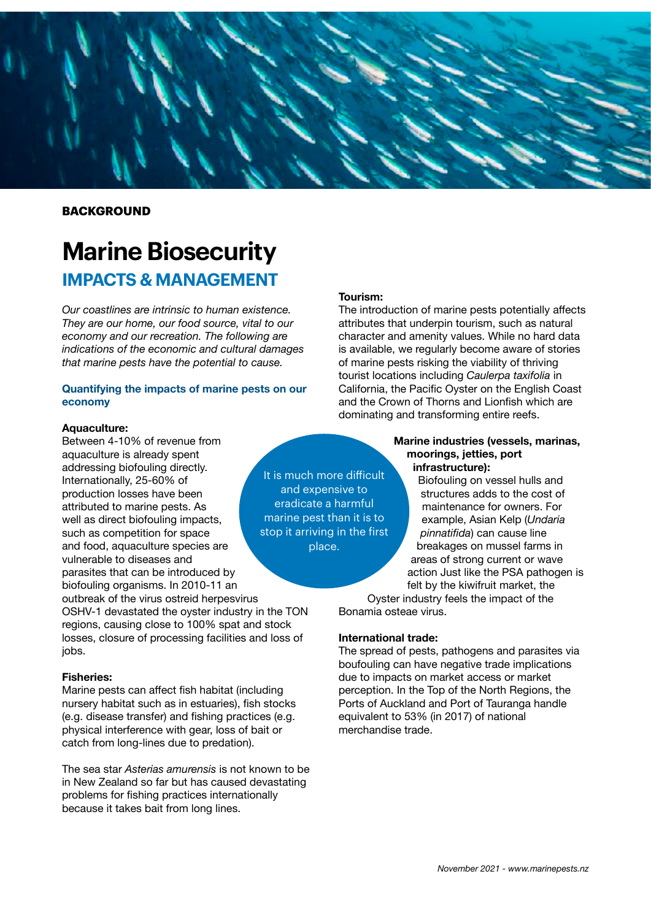**BACKGROUND**

# Marine Biosecurity

## IMPACTS & MANAGEMENT

*Our coastlines are intrinsic to human existence. They are our home, our food source, vital to our economy and our recreation. The following are indications of the economic and cultural damages that marine pests have the potential to cause.*

### Quantifying the impacts of marine pests on our economy

**Aquaculture:**
Between 4-10% of revenue from aquaculture is already spent addressing biofouling directly. Internationally, 25-60% of production losses have been attributed to marine pests. As well as direct biofouling impacts, such as competition for space and food, aquaculture species are vulnerable to diseases and parasites that can be introduced by biofouling organisms. In 2010-11 an outbreak of the virus ostreid herpesvirus OSHV-1 devastated the oyster industry in the TON regions, causing close to 100% spat and stock losses, closure of processing facilities and loss of jobs.

**Fisheries:**
Marine pests can affect fish habitat (including nursery habitat such as in estuaries), fish stocks (e.g. disease transfer) and fishing practices (e.g. physical interference with gear, loss of bait or catch from long-lines due to predation).

The sea star *Asterias amurensis* is not known to be in New Zealand so far but has caused devastating problems for fishing practices internationally because it takes bait from long lines.

It is much more difficult and expensive to eradicate a harmful marine pest than it is to stop it arriving in the first place.

**Tourism:**
The introduction of marine pests potentially affects attributes that underpin tourism, such as natural character and amenity values. While no hard data is available, we regularly become aware of stories of marine pests risking the viability of thriving tourist locations including *Caulerpa taxifolia* in California, the Pacific Oyster on the English Coast and the Crown of Thorns and Lionfish which are dominating and transforming entire reefs.

**Marine industries (vessels, marinas, moorings, jetties, port infrastructure):**
Biofouling on vessel hulls and structures adds to the cost of maintenance for owners. For example, Asian Kelp (*Undaria pinnatifida*) can cause line breakages on mussel farms in areas of strong current or wave action Just like the PSA pathogen is felt by the kiwifruit market, the Oyster industry feels the impact of the Bonamia osteae virus.

**International trade:**
The spread of pests, pathogens and parasites via boufouling can have negative trade implications due to impacts on market access or market perception. In the Top of the North Regions, the Ports of Auckland and Port of Tauranga handle equivalent to 53% (in 2017) of national merchandise trade.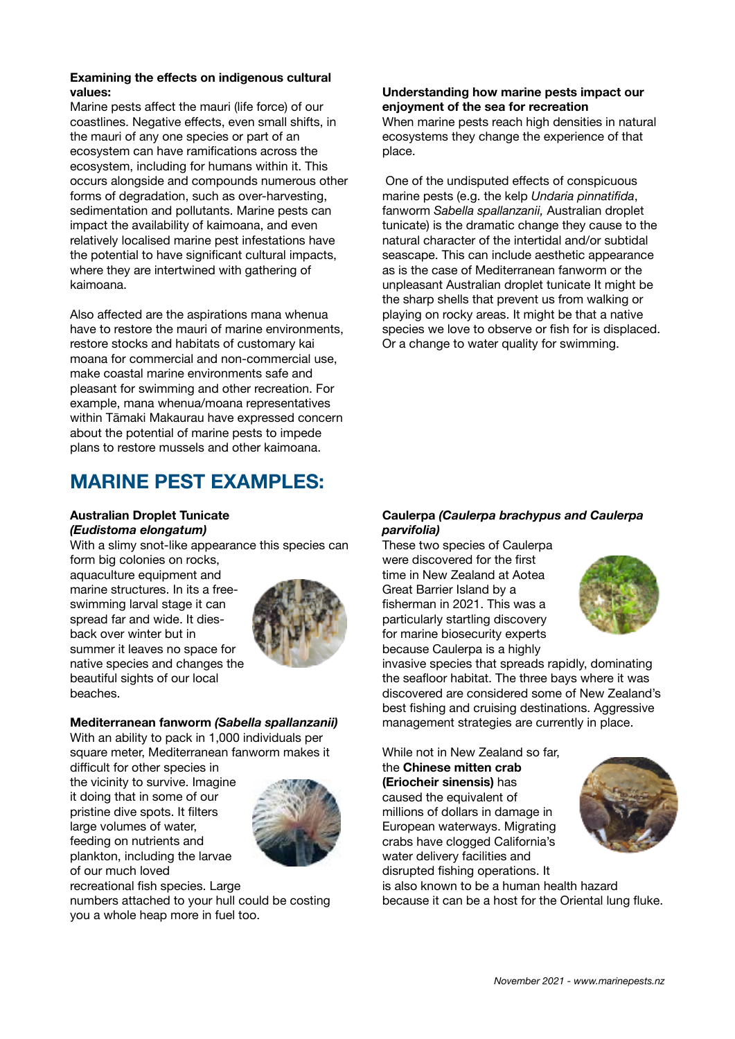**Examining the effects on indigenous cultural values:**

Marine pests affect the mauri (life force) of our coastlines. Negative effects, even small shifts, in the mauri of any one species or part of an ecosystem can have ramifications across the ecosystem, including for humans within it. This occurs alongside and compounds numerous other forms of degradation, such as over-harvesting, sedimentation and pollutants. Marine pests can impact the availability of kaimoana, and even relatively localised marine pest infestations have the potential to have significant cultural impacts, where they are intertwined with gathering of kaimoana.

Also affected are the aspirations mana whenua have to restore the mauri of marine environments, restore stocks and habitats of customary kai moana for commercial and non-commercial use, make coastal marine environments safe and pleasant for swimming and other recreation. For example, mana whenua/moana representatives within Tāmaki Makaurau have expressed concern about the potential of marine pests to impede plans to restore mussels and other kaimoana.

**Understanding how marine pests impact our enjoyment of the sea for recreation**

When marine pests reach high densities in natural ecosystems they change the experience of that place.

One of the undisputed effects of conspicuous marine pests (e.g. the kelp *Undaria pinnatifida*, fanworm *Sabella spallanzanii,* Australian droplet tunicate) is the dramatic change they cause to the natural character of the intertidal and/or subtidal seascape. This can include aesthetic appearance as is the case of Mediterranean fanworm or the unpleasant Australian droplet tunicate It might be the sharp shells that prevent us from walking or playing on rocky areas. It might be that a native species we love to observe or fish for is displaced. Or a change to water quality for swimming.

## MARINE PEST EXAMPLES:

**Australian Droplet Tunicate *(Eudistoma elongatum)***

With a slimy snot-like appearance this species can form big colonies on rocks, aquaculture equipment and marine structures. In its a free-swimming larval stage it can spread far and wide. It dies-back over winter but in summer it leaves no space for native species and changes the beautiful sights of our local beaches.

**Mediterranean fanworm *(Sabella spallanzanii)***

With an ability to pack in 1,000 individuals per square meter, Mediterranean fanworm makes it difficult for other species in the vicinity to survive. Imagine it doing that in some of our pristine dive spots. It filters large volumes of water, feeding on nutrients and plankton, including the larvae of our much loved recreational fish species. Large numbers attached to your hull could be costing you a whole heap more in fuel too.

**Caulerpa *(Caulerpa brachypus and Caulerpa parvifolia)***

These two species of Caulerpa were discovered for the first time in New Zealand at Aotea Great Barrier Island by a fisherman in 2021. This was a particularly startling discovery for marine biosecurity experts because Caulerpa is a highly invasive species that spreads rapidly, dominating the seafloor habitat. The three bays where it was discovered are considered some of New Zealand's best fishing and cruising destinations. Aggressive management strategies are currently in place.

While not in New Zealand so far, the **Chinese mitten crab (Eriocheir sinensis)** has caused the equivalent of millions of dollars in damage in European waterways. Migrating crabs have clogged California's water delivery facilities and disrupted fishing operations. It is also known to be a human health hazard because it can be a host for the Oriental lung fluke.